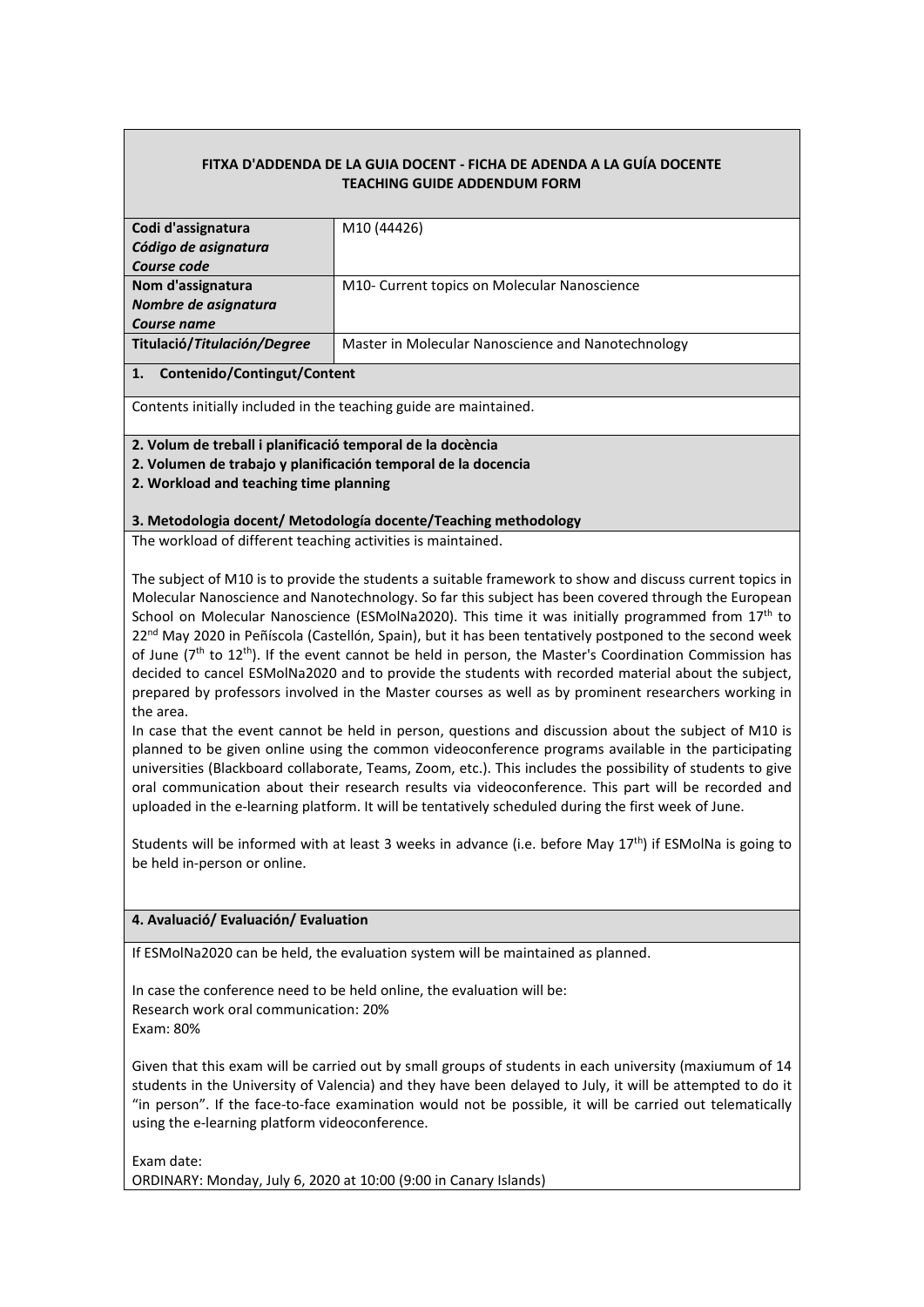# FITXA D'ADDENDA DE LA GUIA DOCENT - FICHA DE ADENDA A LA GUÍA DOCENTE
# TEACHING GUIDE ADDENDUM FORM

| | |
|---|---|
| **Codi d'assignatura** ***Código de asignatura*** ***Course code*** | M10 (44426) |
| **Nom d'assignatura** ***Nombre de asignatura*** ***Course name*** | M10- Current topics on Molecular Nanoscience |
| **Titulació/*Titulación/Degree*** | Master in Molecular Nanoscience and Nanotechnology |

## 1. Contenido/Contingut/Content

Contents initially included in the teaching guide are maintained.

## 2. Volum de treball i planificació temporal de la docència
## 2. Volumen de trabajo y planificación temporal de la docencia
## 2. Workload and teaching time planning

## 3. Metodologia docent/ Metodología docente/Teaching methodology

The workload of different teaching activities is maintained.

The subject of M10 is to provide the students a suitable framework to show and discuss current topics in Molecular Nanoscience and Nanotechnology. So far this subject has been covered through the European School on Molecular Nanoscience (ESMolNa2020). This time it was initially programmed from 17th to 22nd May 2020 in Peñíscola (Castellón, Spain), but it has been tentatively postponed to the second week of June (7th to 12th). If the event cannot be held in person, the Master's Coordination Commission has decided to cancel ESMolNa2020 and to provide the students with recorded material about the subject, prepared by professors involved in the Master courses as well as by prominent researchers working in the area.

In case that the event cannot be held in person, questions and discussion about the subject of M10 is planned to be given online using the common videoconference programs available in the participating universities (Blackboard collaborate, Teams, Zoom, etc.). This includes the possibility of students to give oral communication about their research results via videoconference. This part will be recorded and uploaded in the e-learning platform. It will be tentatively scheduled during the first week of June.

Students will be informed with at least 3 weeks in advance (i.e. before May 17th) if ESMolNa is going to be held in-person or online.

## 4. Avaluació/ Evaluación/ Evaluation

If ESMolNa2020 can be held, the evaluation system will be maintained as planned.

In case the conference need to be held online, the evaluation will be:
Research work oral communication: 20%
Exam: 80%

Given that this exam will be carried out by small groups of students in each university (maxiumum of 14 students in the University of Valencia) and they have been delayed to July, it will be attempted to do it "in person". If the face-to-face examination would not be possible, it will be carried out telematically using the e-learning platform videoconference.

Exam date:
ORDINARY: Monday, July 6, 2020 at 10:00 (9:00 in Canary Islands)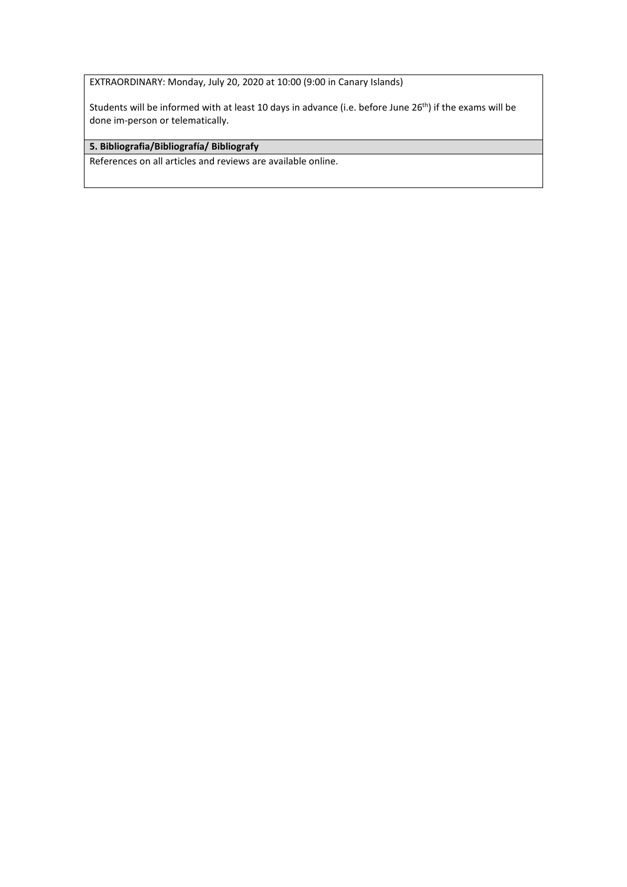EXTRAORDINARY: Monday, July 20, 2020 at 10:00 (9:00 in Canary Islands)

Students will be informed with at least 10 days in advance (i.e. before June 26th) if the exams will be done im-person or telematically.

**5. Bibliografia/Bibliografía/ Bibliografy**

References on all articles and reviews are available online.